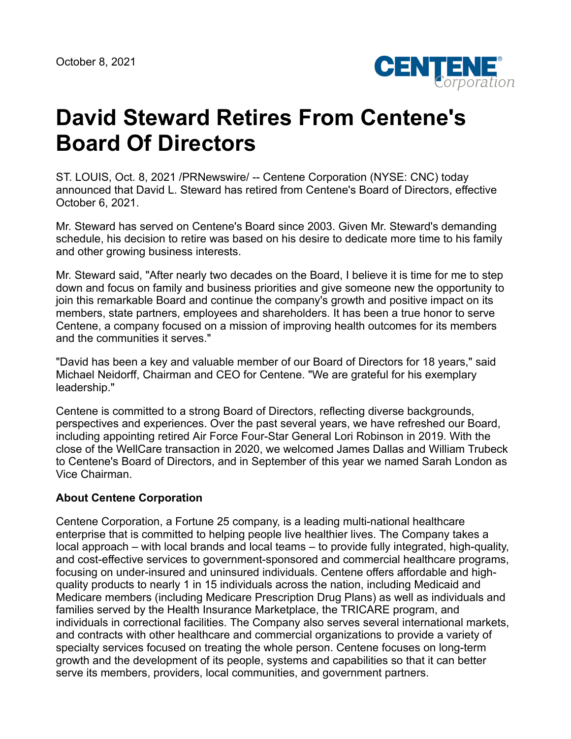October 8, 2021

# David Steward Retires From Centene's Board Of Directors

ST. LOUIS, Oct. 8, 2021 /PRNewswire/ -- Centene Corporation (NYSE: CNC) today announced that David L. Steward has retired from Centene's Board of Directors, effective October 6, 2021.

Mr. Steward has served on Centene's Board since 2003. Given Mr. Steward's demanding schedule, his decision to retire was based on his desire to dedicate more time to his family and other growing business interests.

Mr. Steward said, "After nearly two decades on the Board, I believe it is time for me to step down and focus on family and business priorities and give someone new the opportunity to join this remarkable Board and continue the company's growth and positive impact on its members, state partners, employees and shareholders. It has been a true honor to serve Centene, a company focused on a mission of improving health outcomes for its members and the communities it serves."

"David has been a key and valuable member of our Board of Directors for 18 years," said Michael Neidorff, Chairman and CEO for Centene. "We are grateful for his exemplary leadership."

Centene is committed to a strong Board of Directors, reflecting diverse backgrounds, perspectives and experiences. Over the past several years, we have refreshed our Board, including appointing retired Air Force Four-Star General Lori Robinson in 2019. With the close of the WellCare transaction in 2020, we welcomed James Dallas and William Trubeck to Centene's Board of Directors, and in September of this year we named Sarah London as Vice Chairman.

**About Centene Corporation**

Centene Corporation, a Fortune 25 company, is a leading multi-national healthcare enterprise that is committed to helping people live healthier lives. The Company takes a local approach – with local brands and local teams – to provide fully integrated, high-quality, and cost-effective services to government-sponsored and commercial healthcare programs, focusing on under-insured and uninsured individuals. Centene offers affordable and high-quality products to nearly 1 in 15 individuals across the nation, including Medicaid and Medicare members (including Medicare Prescription Drug Plans) as well as individuals and families served by the Health Insurance Marketplace, the TRICARE program, and individuals in correctional facilities. The Company also serves several international markets, and contracts with other healthcare and commercial organizations to provide a variety of specialty services focused on treating the whole person. Centene focuses on long-term growth and the development of its people, systems and capabilities so that it can better serve its members, providers, local communities, and government partners.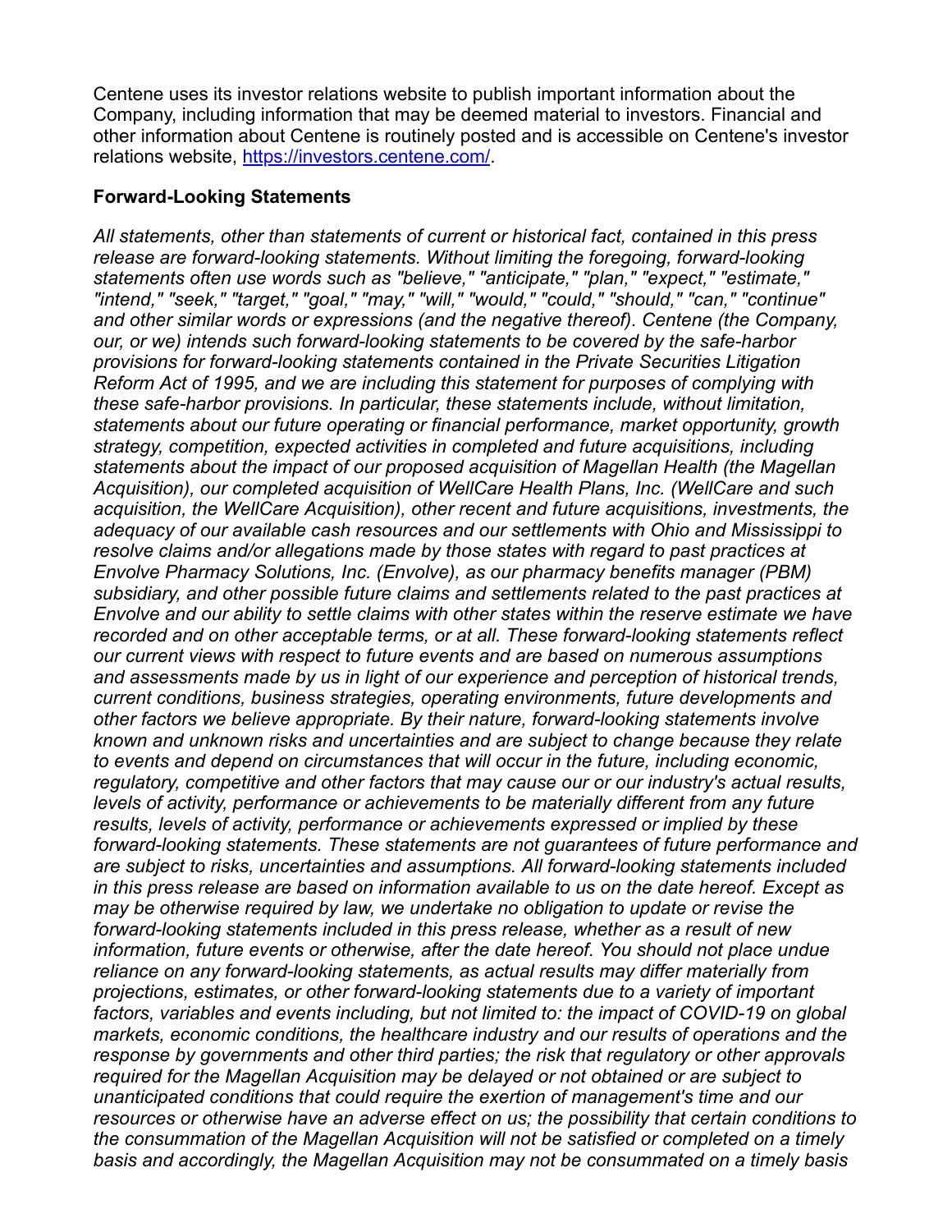Centene uses its investor relations website to publish important information about the Company, including information that may be deemed material to investors. Financial and other information about Centene is routinely posted and is accessible on Centene's investor relations website, [https://investors.centene.com/](https://investors.centene.com/).

**Forward-Looking Statements**

*All statements, other than statements of current or historical fact, contained in this press release are forward-looking statements. Without limiting the foregoing, forward-looking statements often use words such as "believe," "anticipate," "plan," "expect," "estimate," "intend," "seek," "target," "goal," "may," "will," "would," "could," "should," "can," "continue" and other similar words or expressions (and the negative thereof). Centene (the Company, our, or we) intends such forward-looking statements to be covered by the safe-harbor provisions for forward-looking statements contained in the Private Securities Litigation Reform Act of 1995, and we are including this statement for purposes of complying with these safe-harbor provisions. In particular, these statements include, without limitation, statements about our future operating or financial performance, market opportunity, growth strategy, competition, expected activities in completed and future acquisitions, including statements about the impact of our proposed acquisition of Magellan Health (the Magellan Acquisition), our completed acquisition of WellCare Health Plans, Inc. (WellCare and such acquisition, the WellCare Acquisition), other recent and future acquisitions, investments, the adequacy of our available cash resources and our settlements with Ohio and Mississippi to resolve claims and/or allegations made by those states with regard to past practices at Envolve Pharmacy Solutions, Inc. (Envolve), as our pharmacy benefits manager (PBM) subsidiary, and other possible future claims and settlements related to the past practices at Envolve and our ability to settle claims with other states within the reserve estimate we have recorded and on other acceptable terms, or at all. These forward-looking statements reflect our current views with respect to future events and are based on numerous assumptions and assessments made by us in light of our experience and perception of historical trends, current conditions, business strategies, operating environments, future developments and other factors we believe appropriate. By their nature, forward-looking statements involve known and unknown risks and uncertainties and are subject to change because they relate to events and depend on circumstances that will occur in the future, including economic, regulatory, competitive and other factors that may cause our or our industry's actual results, levels of activity, performance or achievements to be materially different from any future results, levels of activity, performance or achievements expressed or implied by these forward-looking statements. These statements are not guarantees of future performance and are subject to risks, uncertainties and assumptions. All forward-looking statements included in this press release are based on information available to us on the date hereof. Except as may be otherwise required by law, we undertake no obligation to update or revise the forward-looking statements included in this press release, whether as a result of new information, future events or otherwise, after the date hereof. You should not place undue reliance on any forward-looking statements, as actual results may differ materially from projections, estimates, or other forward-looking statements due to a variety of important factors, variables and events including, but not limited to: the impact of COVID-19 on global markets, economic conditions, the healthcare industry and our results of operations and the response by governments and other third parties; the risk that regulatory or other approvals required for the Magellan Acquisition may be delayed or not obtained or are subject to unanticipated conditions that could require the exertion of management's time and our resources or otherwise have an adverse effect on us; the possibility that certain conditions to the consummation of the Magellan Acquisition will not be satisfied or completed on a timely basis and accordingly, the Magellan Acquisition may not be consummated on a timely basis*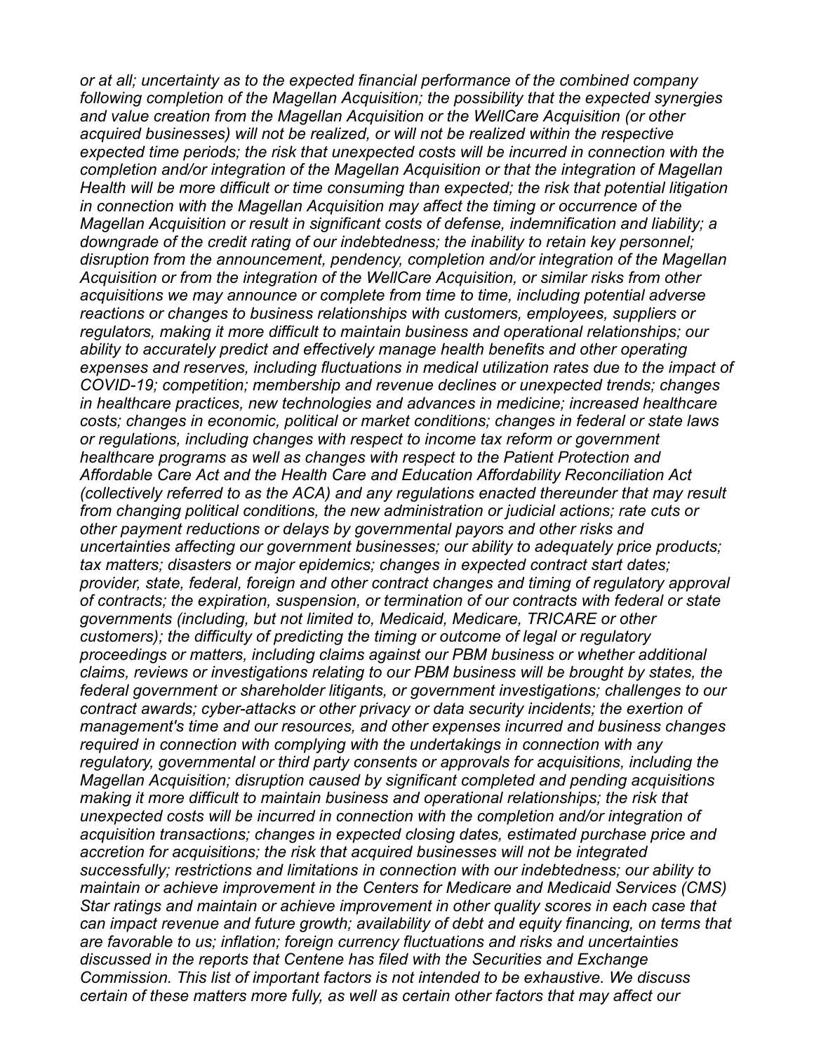*or at all; uncertainty as to the expected financial performance of the combined company following completion of the Magellan Acquisition; the possibility that the expected synergies and value creation from the Magellan Acquisition or the WellCare Acquisition (or other acquired businesses) will not be realized, or will not be realized within the respective expected time periods; the risk that unexpected costs will be incurred in connection with the completion and/or integration of the Magellan Acquisition or that the integration of Magellan Health will be more difficult or time consuming than expected; the risk that potential litigation in connection with the Magellan Acquisition may affect the timing or occurrence of the Magellan Acquisition or result in significant costs of defense, indemnification and liability; a downgrade of the credit rating of our indebtedness; the inability to retain key personnel; disruption from the announcement, pendency, completion and/or integration of the Magellan Acquisition or from the integration of the WellCare Acquisition, or similar risks from other acquisitions we may announce or complete from time to time, including potential adverse reactions or changes to business relationships with customers, employees, suppliers or regulators, making it more difficult to maintain business and operational relationships; our ability to accurately predict and effectively manage health benefits and other operating expenses and reserves, including fluctuations in medical utilization rates due to the impact of COVID-19; competition; membership and revenue declines or unexpected trends; changes in healthcare practices, new technologies and advances in medicine; increased healthcare costs; changes in economic, political or market conditions; changes in federal or state laws or regulations, including changes with respect to income tax reform or government healthcare programs as well as changes with respect to the Patient Protection and Affordable Care Act and the Health Care and Education Affordability Reconciliation Act (collectively referred to as the ACA) and any regulations enacted thereunder that may result from changing political conditions, the new administration or judicial actions; rate cuts or other payment reductions or delays by governmental payors and other risks and uncertainties affecting our government businesses; our ability to adequately price products; tax matters; disasters or major epidemics; changes in expected contract start dates; provider, state, federal, foreign and other contract changes and timing of regulatory approval of contracts; the expiration, suspension, or termination of our contracts with federal or state governments (including, but not limited to, Medicaid, Medicare, TRICARE or other customers); the difficulty of predicting the timing or outcome of legal or regulatory proceedings or matters, including claims against our PBM business or whether additional claims, reviews or investigations relating to our PBM business will be brought by states, the federal government or shareholder litigants, or government investigations; challenges to our contract awards; cyber-attacks or other privacy or data security incidents; the exertion of management's time and our resources, and other expenses incurred and business changes required in connection with complying with the undertakings in connection with any regulatory, governmental or third party consents or approvals for acquisitions, including the Magellan Acquisition; disruption caused by significant completed and pending acquisitions making it more difficult to maintain business and operational relationships; the risk that unexpected costs will be incurred in connection with the completion and/or integration of acquisition transactions; changes in expected closing dates, estimated purchase price and accretion for acquisitions; the risk that acquired businesses will not be integrated successfully; restrictions and limitations in connection with our indebtedness; our ability to maintain or achieve improvement in the Centers for Medicare and Medicaid Services (CMS) Star ratings and maintain or achieve improvement in other quality scores in each case that can impact revenue and future growth; availability of debt and equity financing, on terms that are favorable to us; inflation; foreign currency fluctuations and risks and uncertainties discussed in the reports that Centene has filed with the Securities and Exchange Commission. This list of important factors is not intended to be exhaustive. We discuss certain of these matters more fully, as well as certain other factors that may affect our*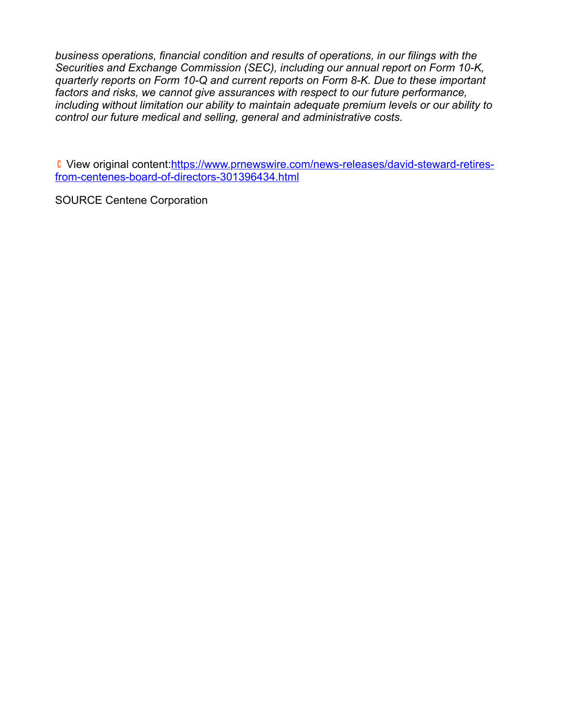*business operations, financial condition and results of operations, in our filings with the Securities and Exchange Commission (SEC), including our annual report on Form 10-K, quarterly reports on Form 10-Q and current reports on Form 8-K. Due to these important factors and risks, we cannot give assurances with respect to our future performance, including without limitation our ability to maintain adequate premium levels or our ability to control our future medical and selling, general and administrative costs.*

View original content:https://www.prnewswire.com/news-releases/david-steward-retires-from-centenes-board-of-directors-301396434.html

SOURCE Centene Corporation